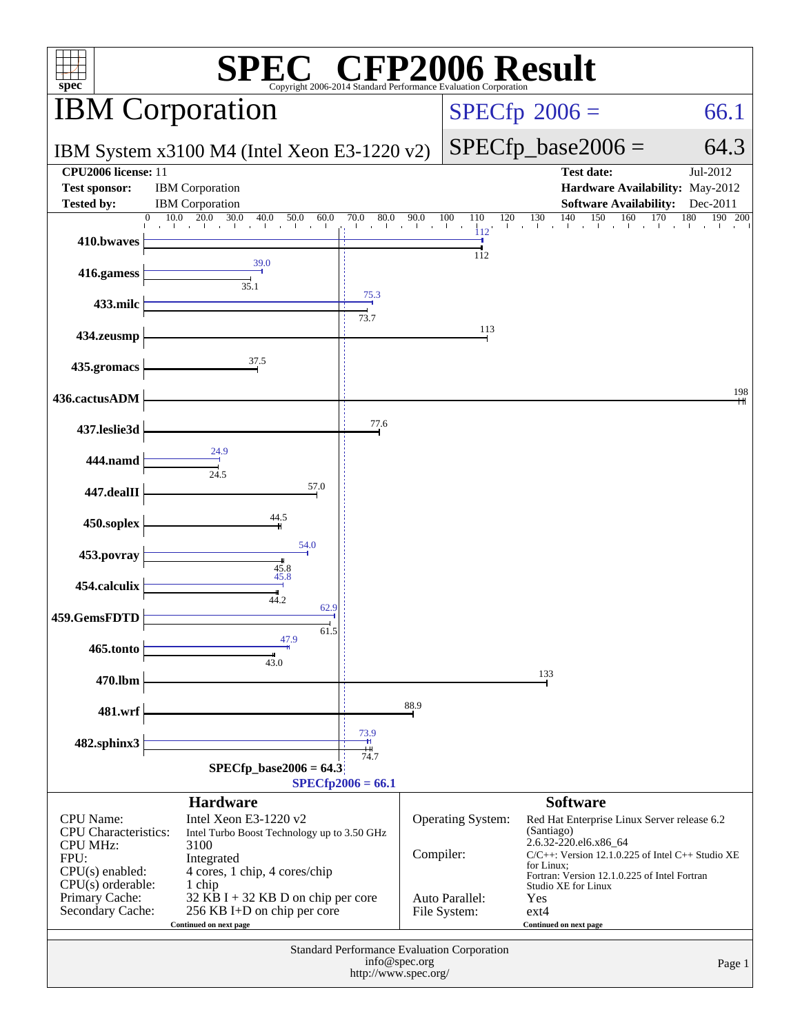# SPEC® CFP2006 Result

Copyright 2006-2014 Standard Performance Evaluation Corporation

## IBM Corporation

**IBM System x3100 M4 (Intel Xeon E3-1220 v2)**

SPECfp 2006 = 66.1

SPECfp_base2006 = 64.3

| | | | |
|---|---|---|---|
| **CPU2006 license:** | 11 | **Test date:** | Jul-2012 |
| **Test sponsor:** | IBM Corporation | **Hardware Availability:** | May-2012 |
| **Tested by:** | IBM Corporation | **Software Availability:** | Dec-2011 |

| Benchmark | Peak | Base |
|---|---|---|
| 410.bwaves | 112 | 112 |
| 416.gamess | 39.0 | 35.1 |
| 433.milc | 75.3 | 73.7 |
| 434.zeusmp | 113 | |
| 435.gromacs | 37.5 | |
| 436.cactusADM | 198 | |
| 437.leslie3d | 77.6 | |
| 444.namd | 24.9 | 24.5 |
| 447.dealII | 57.0 | |
| 450.soplex | 44.5 | |
| 453.povray | 54.0 | 45.8 |
| 454.calculix | 45.8 | 44.2 |
| 459.GemsFDTD | 62.9 | 61.5 |
| 465.tonto | 47.9 | 43.0 |
| 470.lbm | 133 | |
| 481.wrf | 88.9 | |
| 482.sphinx3 | 73.9 | 74.7 |

SPECfp_base2006 = 64.3

SPECfp2006 = 66.1

### Hardware

| | |
|---|---|
| CPU Name: | Intel Xeon E3-1220 v2 |
| CPU Characteristics: | Intel Turbo Boost Technology up to 3.50 GHz |
| CPU MHz: | 3100 |
| FPU: | Integrated |
| CPU(s) enabled: | 4 cores, 1 chip, 4 cores/chip |
| CPU(s) orderable: | 1 chip |
| Primary Cache: | 32 KB I + 32 KB D on chip per core |
| Secondary Cache: | 256 KB I+D on chip per core |

Continued on next page

### Software

| | |
|---|---|
| Operating System: | Red Hat Enterprise Linux Server release 6.2 (Santiago) 2.6.32-220.el6.x86_64 |
| Compiler: | C/C++: Version 12.1.0.225 of Intel C++ Studio XE for Linux; Fortran: Version 12.1.0.225 of Intel Fortran Studio XE for Linux |
| Auto Parallel: | Yes |
| File System: | ext4 |

Continued on next page

Standard Performance Evaluation Corporation
info@spec.org
http://www.spec.org/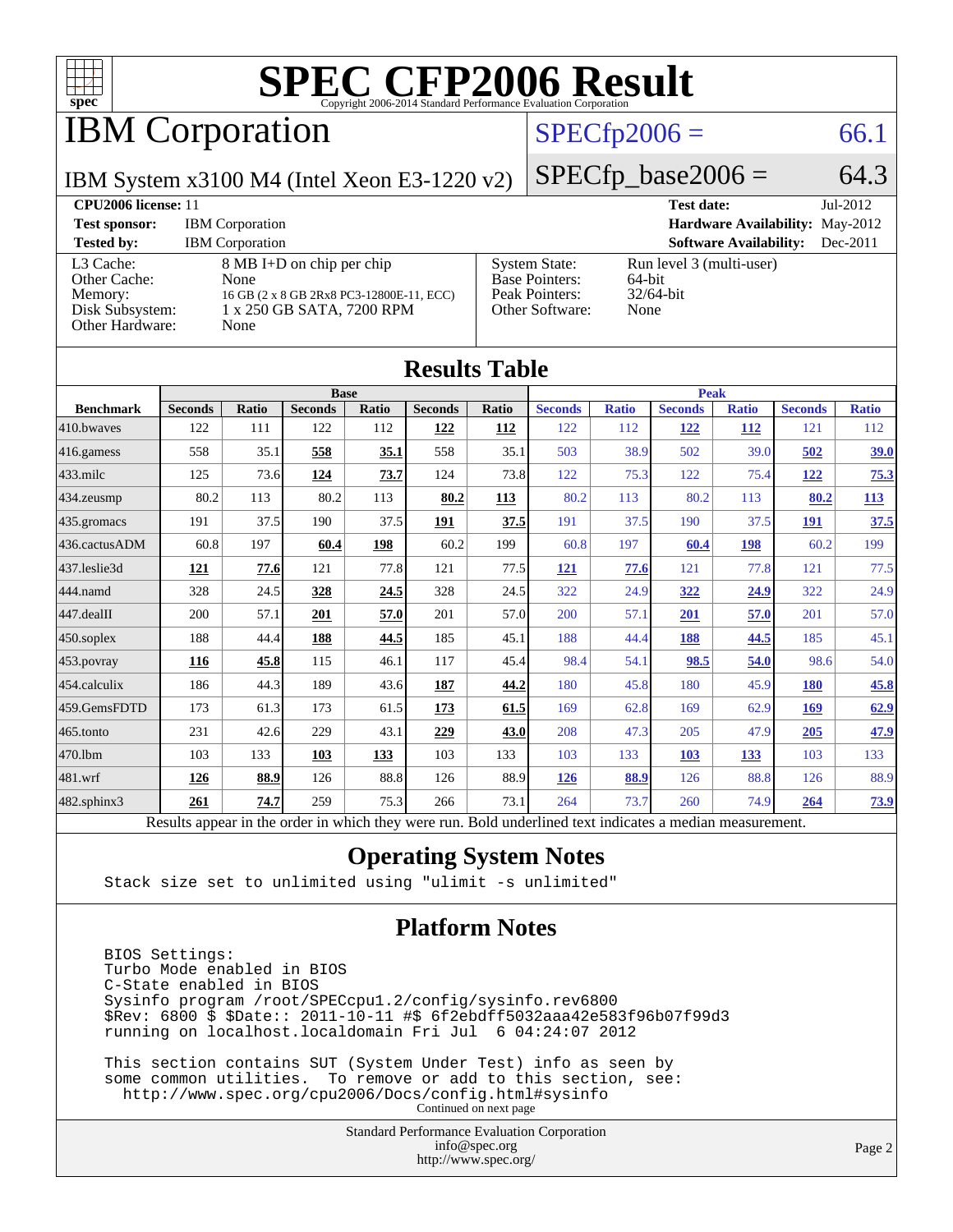# SPEC CFP2006 Result

Copyright 2006-2014 Standard Performance Evaluation Corporation

## IBM Corporation

IBM System x3100 M4 (Intel Xeon E3-1220 v2)

SPECfp2006 = 66.1

SPECfp_base2006 = 64.3

**CPU2006 license:** 11
**Test sponsor:** IBM Corporation
**Tested by:** IBM Corporation

**Test date:** Jul-2012
**Hardware Availability:** May-2012
**Software Availability:** Dec-2011

| | |
|---|---|
| L3 Cache: | 8 MB I+D on chip per chip |
| Other Cache: | None |
| Memory: | 16 GB (2 x 8 GB 2Rx8 PC3-12800E-11, ECC) |
| Disk Subsystem: | 1 x 250 GB SATA, 7200 RPM |
| Other Hardware: | None |

| | |
|---|---|
| System State: | Run level 3 (multi-user) |
| Base Pointers: | 64-bit |
| Peak Pointers: | 32/64-bit |
| Other Software: | None |

## Results Table

| | Base | | | | | | Peak | | | | | |
|---|---|---|---|---|---|---|---|---|---|---|---|---|
| **Benchmark** | **Seconds** | **Ratio** | **Seconds** | **Ratio** | **Seconds** | **Ratio** | **Seconds** | **Ratio** | **Seconds** | **Ratio** | **Seconds** | **Ratio** |
| 410.bwaves | 122 | 111 | 122 | 112 | **122** | **112** | 122 | 112 | **122** | **112** | 121 | 112 |
| 416.gamess | 558 | 35.1 | **558** | **35.1** | 558 | 35.1 | 503 | 38.9 | 502 | 39.0 | **502** | **39.0** |
| 433.milc | 125 | 73.6 | **124** | **73.7** | 124 | 73.8 | 122 | 75.3 | 122 | 75.4 | **122** | **75.3** |
| 434.zeusmp | 80.2 | 113 | 80.2 | 113 | **80.2** | **113** | 80.2 | 113 | 80.2 | 113 | **80.2** | **113** |
| 435.gromacs | 191 | 37.5 | 190 | 37.5 | **191** | **37.5** | 191 | 37.5 | 190 | 37.5 | **191** | **37.5** |
| 436.cactusADM | 60.8 | 197 | **60.4** | **198** | 60.2 | 199 | 60.8 | 197 | **60.4** | **198** | 60.2 | 199 |
| 437.leslie3d | **121** | **77.6** | 121 | 77.8 | 121 | 77.5 | **121** | **77.6** | 121 | 77.8 | 121 | 77.5 |
| 444.namd | 328 | 24.5 | **328** | **24.5** | 328 | 24.5 | 322 | 24.9 | **322** | **24.9** | 322 | 24.9 |
| 447.dealII | 200 | 57.1 | **201** | **57.0** | 201 | 57.0 | 200 | 57.1 | **201** | **57.0** | 201 | 57.0 |
| 450.soplex | 188 | 44.4 | **188** | **44.5** | 185 | 45.1 | 188 | 44.4 | **188** | **44.5** | 185 | 45.1 |
| 453.povray | **116** | **45.8** | 115 | 46.1 | 117 | 45.4 | 98.4 | 54.1 | **98.5** | **54.0** | 98.6 | 54.0 |
| 454.calculix | 186 | 44.3 | 189 | 43.6 | **187** | **44.2** | 180 | 45.8 | 180 | 45.9 | **180** | **45.8** |
| 459.GemsFDTD | 173 | 61.3 | 173 | 61.5 | **173** | **61.5** | 169 | 62.8 | 169 | 62.9 | **169** | **62.9** |
| 465.tonto | 231 | 42.6 | 229 | 43.1 | **229** | **43.0** | 208 | 47.3 | 205 | 47.9 | **205** | **47.9** |
| 470.lbm | 103 | 133 | **103** | **133** | 103 | 133 | 103 | 133 | **103** | **133** | 103 | 133 |
| 481.wrf | **126** | **88.9** | 126 | 88.8 | 126 | 88.9 | **126** | **88.9** | 126 | 88.8 | 126 | 88.9 |
| 482.sphinx3 | **261** | **74.7** | 259 | 75.3 | 266 | 73.1 | 264 | 73.7 | 260 | 74.9 | **264** | **73.9** |

Results appear in the order in which they were run. Bold underlined text indicates a median measurement.

## Operating System Notes

```
Stack size set to unlimited using "ulimit -s unlimited"
```

## Platform Notes

```
BIOS Settings:
Turbo Mode enabled in BIOS
C-State enabled in BIOS
Sysinfo program /root/SPECcpu1.2/config/sysinfo.rev6800
$Rev: 6800 $ $Date:: 2011-10-11 #$ 6f2ebdff5032aaa42e583f96b07f99d3
running on localhost.localdomain Fri Jul  6 04:24:07 2012

This section contains SUT (System Under Test) info as seen by
some common utilities.  To remove or add to this section, see:
  http://www.spec.org/cpu2006/Docs/config.html#sysinfo
```

Continued on next page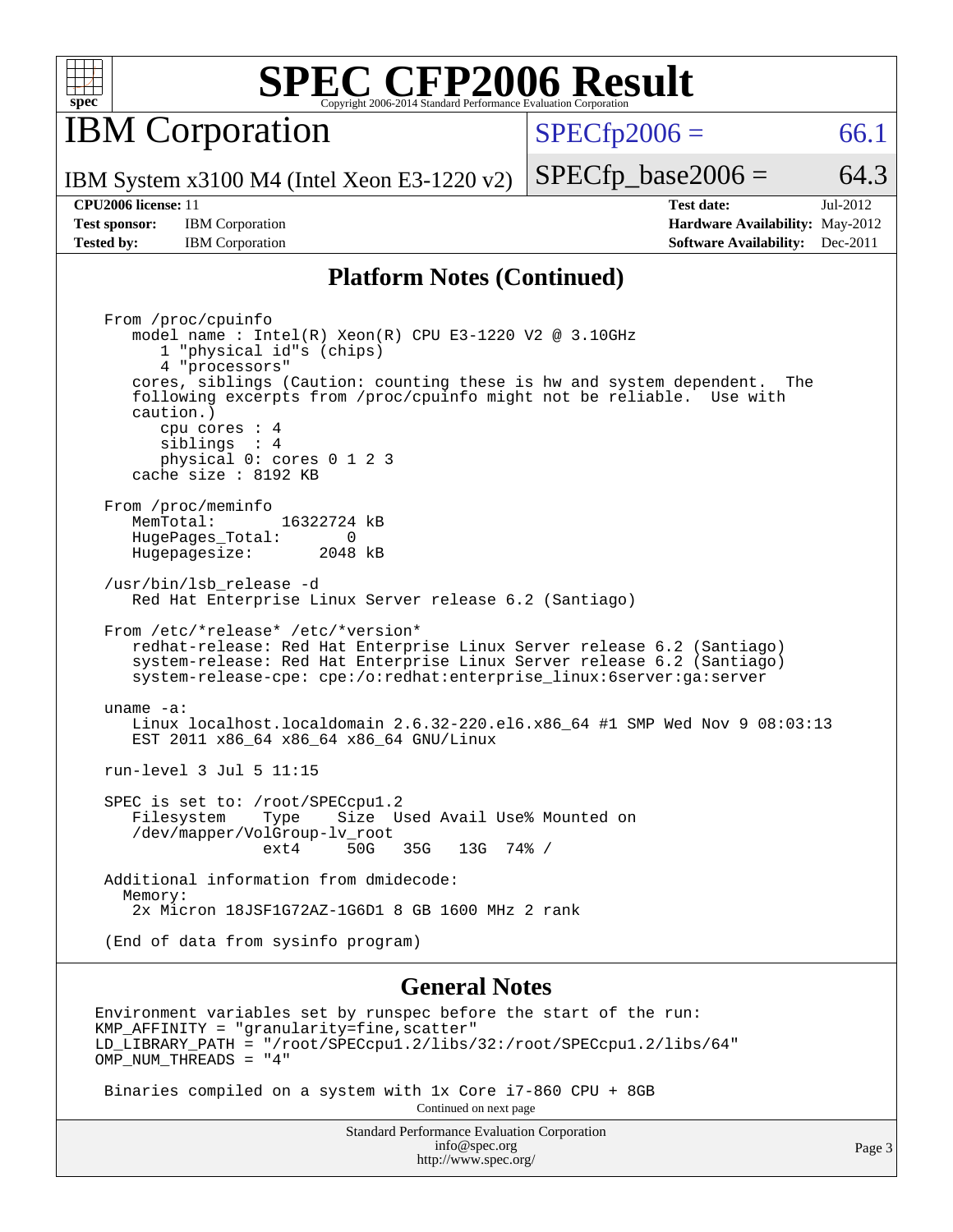# SPEC CFP2006 Result

Copyright 2006-2014 Standard Performance Evaluation Corporation

## IBM Corporation

IBM System x3100 M4 (Intel Xeon E3-1220 v2)

SPECfp2006 = 66.1

SPECfp_base2006 = 64.3

| | | | |
|---|---|---|---|
| **CPU2006 license:** 11 | | **Test date:** | Jul-2012 |
| **Test sponsor:** | IBM Corporation | **Hardware Availability:** | May-2012 |
| **Tested by:** | IBM Corporation | **Software Availability:** | Dec-2011 |

## Platform Notes (Continued)

```
From /proc/cpuinfo
   model name : Intel(R) Xeon(R) CPU E3-1220 V2 @ 3.10GHz
      1 "physical id"s (chips)
      4 "processors"
   cores, siblings (Caution: counting these is hw and system dependent.  The
   following excerpts from /proc/cpuinfo might not be reliable.  Use with
   caution.)
      cpu cores : 4
      siblings  : 4
      physical 0: cores 0 1 2 3
   cache size : 8192 KB

From /proc/meminfo
   MemTotal:       16322724 kB
   HugePages_Total:       0
   Hugepagesize:       2048 kB

/usr/bin/lsb_release -d
   Red Hat Enterprise Linux Server release 6.2 (Santiago)

From /etc/*release* /etc/*version*
   redhat-release: Red Hat Enterprise Linux Server release 6.2 (Santiago)
   system-release: Red Hat Enterprise Linux Server release 6.2 (Santiago)
   system-release-cpe: cpe:/o:redhat:enterprise_linux:6server:ga:server

uname -a:
   Linux localhost.localdomain 2.6.32-220.el6.x86_64 #1 SMP Wed Nov 9 08:03:13
   EST 2011 x86_64 x86_64 x86_64 GNU/Linux

run-level 3 Jul 5 11:15

SPEC is set to: /root/SPECcpu1.2
   Filesystem    Type    Size  Used Avail Use% Mounted on
   /dev/mapper/VolGroup-lv_root
                 ext4     50G   35G   13G  74% /

Additional information from dmidecode:
  Memory:
   2x Micron 18JSF1G72AZ-1G6D1 8 GB 1600 MHz 2 rank

(End of data from sysinfo program)
```

## General Notes

```
Environment variables set by runspec before the start of the run:
KMP_AFFINITY = "granularity=fine,scatter"
LD_LIBRARY_PATH = "/root/SPECcpu1.2/libs/32:/root/SPECcpu1.2/libs/64"
OMP_NUM_THREADS = "4"

 Binaries compiled on a system with 1x Core i7-860 CPU + 8GB
```

Continued on next page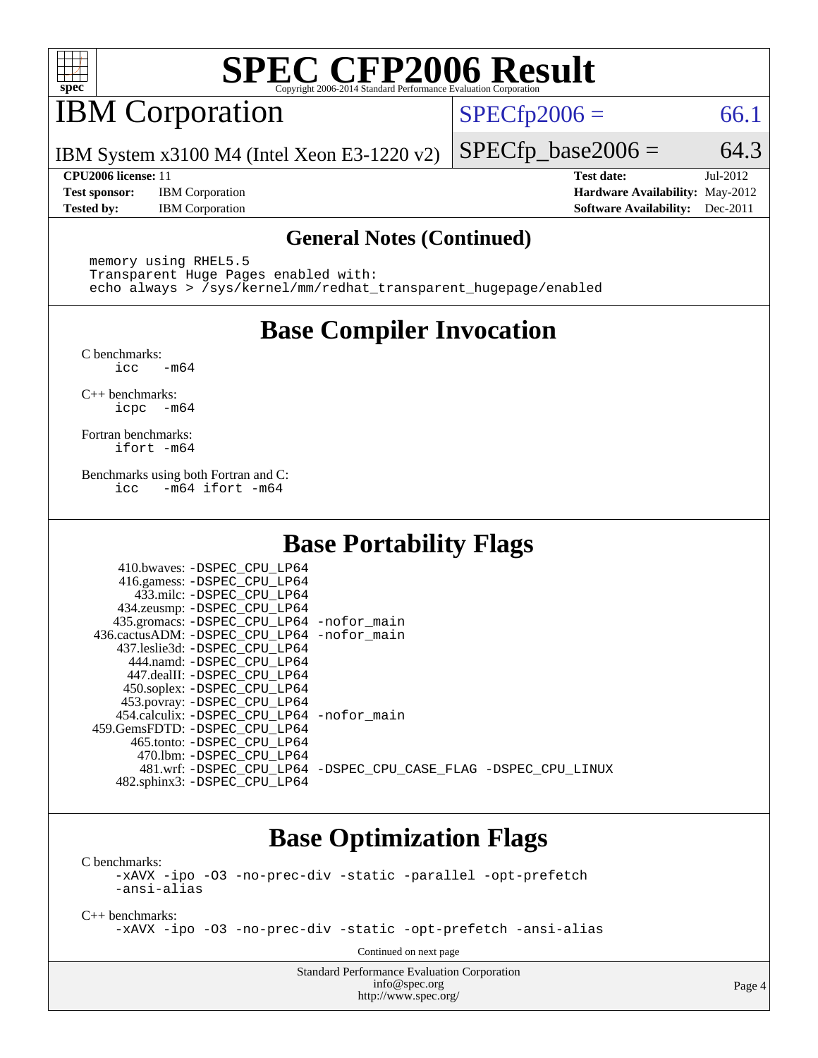# SPEC CFP2006 Result

Copyright 2006-2014 Standard Performance Evaluation Corporation

## IBM Corporation

IBM System x3100 M4 (Intel Xeon E3-1220 v2)

SPECfp2006 = 66.1

SPECfp_base2006 = 64.3

**CPU2006 license:** 11
**Test sponsor:** IBM Corporation
**Tested by:** IBM Corporation

**Test date:** Jul-2012
**Hardware Availability:** May-2012
**Software Availability:** Dec-2011

### General Notes (Continued)

```
memory using RHEL5.5
Transparent Huge Pages enabled with:
echo always > /sys/kernel/mm/redhat_transparent_hugepage/enabled
```

## Base Compiler Invocation

C benchmarks:
```
icc   -m64
```

C++ benchmarks:
```
icpc  -m64
```

Fortran benchmarks:
```
ifort -m64
```

Benchmarks using both Fortran and C:
```
icc   -m64 ifort -m64
```

## Base Portability Flags

```
     410.bwaves: -DSPEC_CPU_LP64
     416.gamess: -DSPEC_CPU_LP64
       433.milc: -DSPEC_CPU_LP64
     434.zeusmp: -DSPEC_CPU_LP64
    435.gromacs: -DSPEC_CPU_LP64 -nofor_main
 436.cactusADM: -DSPEC_CPU_LP64 -nofor_main
    437.leslie3d: -DSPEC_CPU_LP64
       444.namd: -DSPEC_CPU_LP64
      447.dealII: -DSPEC_CPU_LP64
     450.soplex: -DSPEC_CPU_LP64
     453.povray: -DSPEC_CPU_LP64
   454.calculix: -DSPEC_CPU_LP64 -nofor_main
 459.GemsFDTD: -DSPEC_CPU_LP64
      465.tonto: -DSPEC_CPU_LP64
        470.lbm: -DSPEC_CPU_LP64
        481.wrf: -DSPEC_CPU_LP64 -DSPEC_CPU_CASE_FLAG -DSPEC_CPU_LINUX
    482.sphinx3: -DSPEC_CPU_LP64
```

## Base Optimization Flags

C benchmarks:
```
-xAVX -ipo -O3 -no-prec-div -static -parallel -opt-prefetch
-ansi-alias
```

C++ benchmarks:
```
-xAVX -ipo -O3 -no-prec-div -static -opt-prefetch -ansi-alias
```

Continued on next page

Standard Performance Evaluation Corporation
info@spec.org
http://www.spec.org/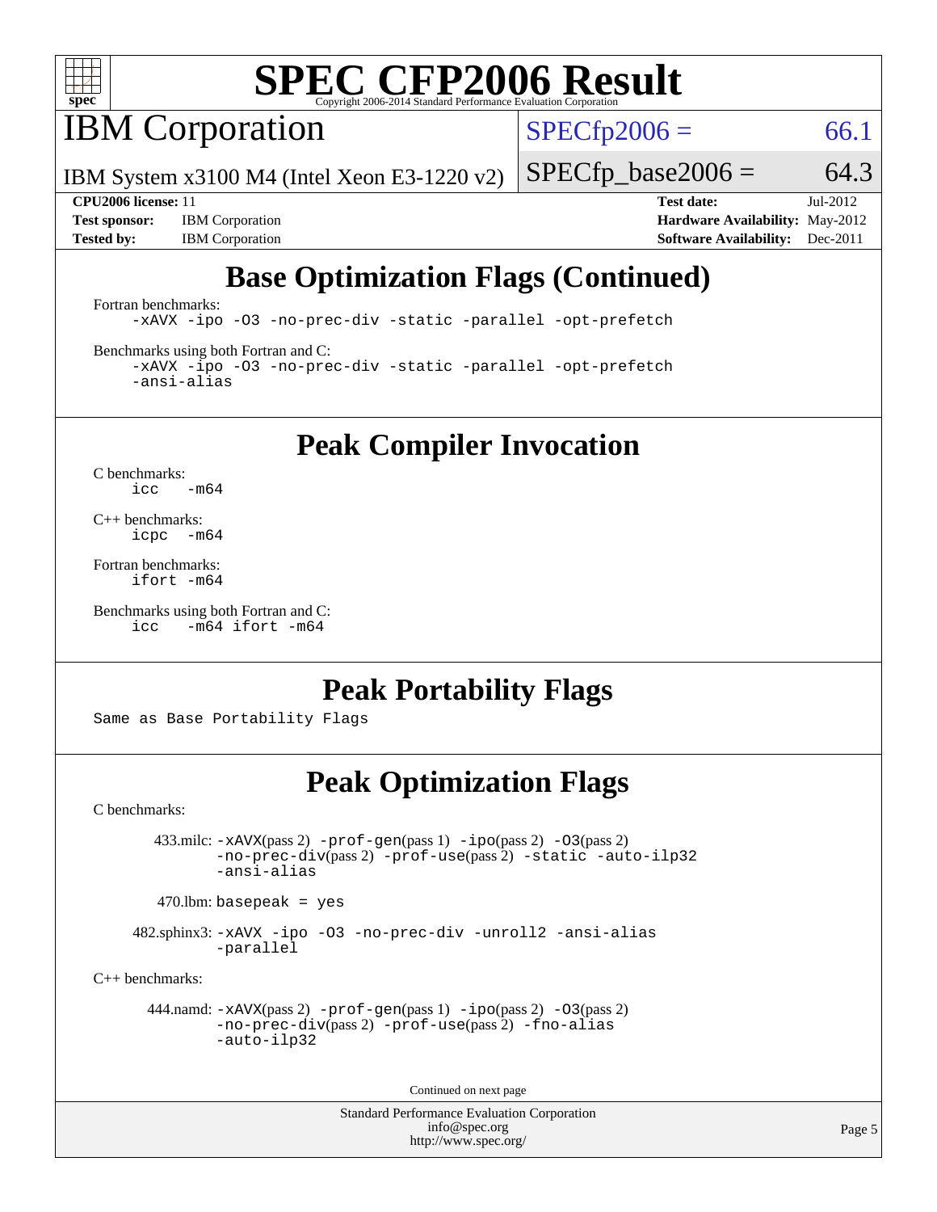# SPEC CFP2006 Result

Copyright 2006-2014 Standard Performance Evaluation Corporation

## IBM Corporation

IBM System x3100 M4 (Intel Xeon E3-1220 v2)

SPECfp2006 = 66.1

SPECfp_base2006 = 64.3

**CPU2006 license:** 11
**Test sponsor:** IBM Corporation
**Tested by:** IBM Corporation

**Test date:** Jul-2012
**Hardware Availability:** May-2012
**Software Availability:** Dec-2011

## Base Optimization Flags (Continued)

Fortran benchmarks:

```
-xAVX -ipo -O3 -no-prec-div -static -parallel -opt-prefetch
```

Benchmarks using both Fortran and C:

```
-xAVX -ipo -O3 -no-prec-div -static -parallel -opt-prefetch
-ansi-alias
```

## Peak Compiler Invocation

C benchmarks:

```
icc   -m64
```

C++ benchmarks:

```
icpc  -m64
```

Fortran benchmarks:

```
ifort -m64
```

Benchmarks using both Fortran and C:

```
icc   -m64 ifort -m64
```

## Peak Portability Flags

Same as Base Portability Flags

## Peak Optimization Flags

C benchmarks:

433.milc: -xAVX(pass 2) -prof-gen(pass 1) -ipo(pass 2) -O3(pass 2) -no-prec-div(pass 2) -prof-use(pass 2) -static -auto-ilp32 -ansi-alias

470.lbm: basepeak = yes

482.sphinx3: -xAVX -ipo -O3 -no-prec-div -unroll2 -ansi-alias -parallel

C++ benchmarks:

444.namd: -xAVX(pass 2) -prof-gen(pass 1) -ipo(pass 2) -O3(pass 2) -no-prec-div(pass 2) -prof-use(pass 2) -fno-alias -auto-ilp32

Continued on next page

Standard Performance Evaluation Corporation
info@spec.org
http://www.spec.org/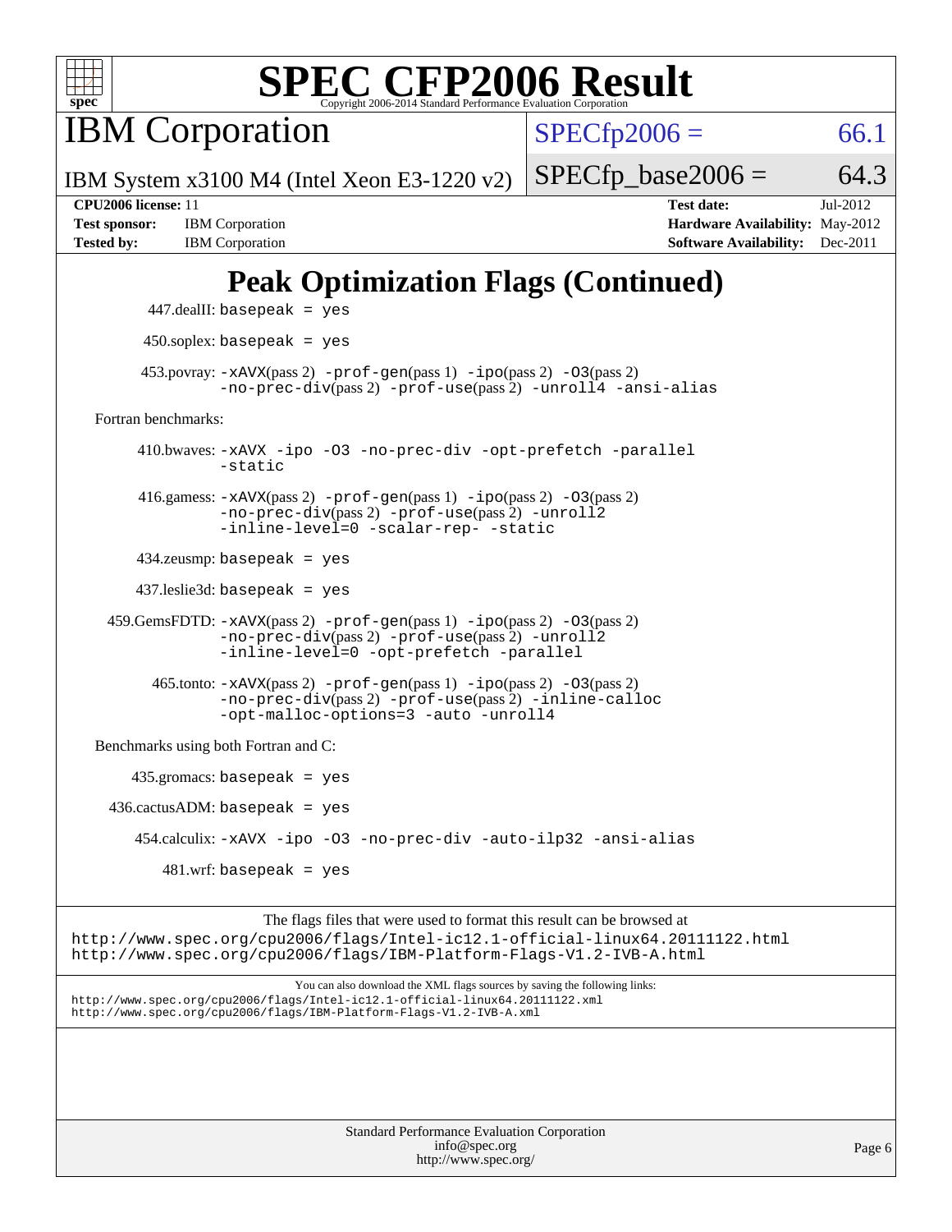# SPEC CFP2006 Result

Copyright 2006-2014 Standard Performance Evaluation Corporation

## IBM Corporation

IBM System x3100 M4 (Intel Xeon E3-1220 v2)

SPECfp2006 = 66.1

SPECfp_base2006 = 64.3

| | | | |
|---|---|---|---|
| **CPU2006 license:** | 11 | **Test date:** | Jul-2012 |
| **Test sponsor:** | IBM Corporation | **Hardware Availability:** | May-2012 |
| **Tested by:** | IBM Corporation | **Software Availability:** | Dec-2011 |

## Peak Optimization Flags (Continued)

447.dealII: basepeak = yes

450.soplex: basepeak = yes

453.povray: -xAVX(pass 2) -prof-gen(pass 1) -ipo(pass 2) -O3(pass 2) -no-prec-div(pass 2) -prof-use(pass 2) -unroll4 -ansi-alias

Fortran benchmarks:

410.bwaves: -xAVX -ipo -O3 -no-prec-div -opt-prefetch -parallel -static

416.gamess: -xAVX(pass 2) -prof-gen(pass 1) -ipo(pass 2) -O3(pass 2) -no-prec-div(pass 2) -prof-use(pass 2) -unroll2 -inline-level=0 -scalar-rep- -static

434.zeusmp: basepeak = yes

437.leslie3d: basepeak = yes

459.GemsFDTD: -xAVX(pass 2) -prof-gen(pass 1) -ipo(pass 2) -O3(pass 2) -no-prec-div(pass 2) -prof-use(pass 2) -unroll2 -inline-level=0 -opt-prefetch -parallel

465.tonto: -xAVX(pass 2) -prof-gen(pass 1) -ipo(pass 2) -O3(pass 2) -no-prec-div(pass 2) -prof-use(pass 2) -inline-calloc -opt-malloc-options=3 -auto -unroll4

Benchmarks using both Fortran and C:

435.gromacs: basepeak = yes

436.cactusADM: basepeak = yes

454.calculix: -xAVX -ipo -O3 -no-prec-div -auto-ilp32 -ansi-alias

481.wrf: basepeak = yes

The flags files that were used to format this result can be browsed at
http://www.spec.org/cpu2006/flags/Intel-ic12.1-official-linux64.20111122.html
http://www.spec.org/cpu2006/flags/IBM-Platform-Flags-V1.2-IVB-A.html

You can also download the XML flags sources by saving the following links:
http://www.spec.org/cpu2006/flags/Intel-ic12.1-official-linux64.20111122.xml
http://www.spec.org/cpu2006/flags/IBM-Platform-Flags-V1.2-IVB-A.xml

Standard Performance Evaluation Corporation
info@spec.org
http://www.spec.org/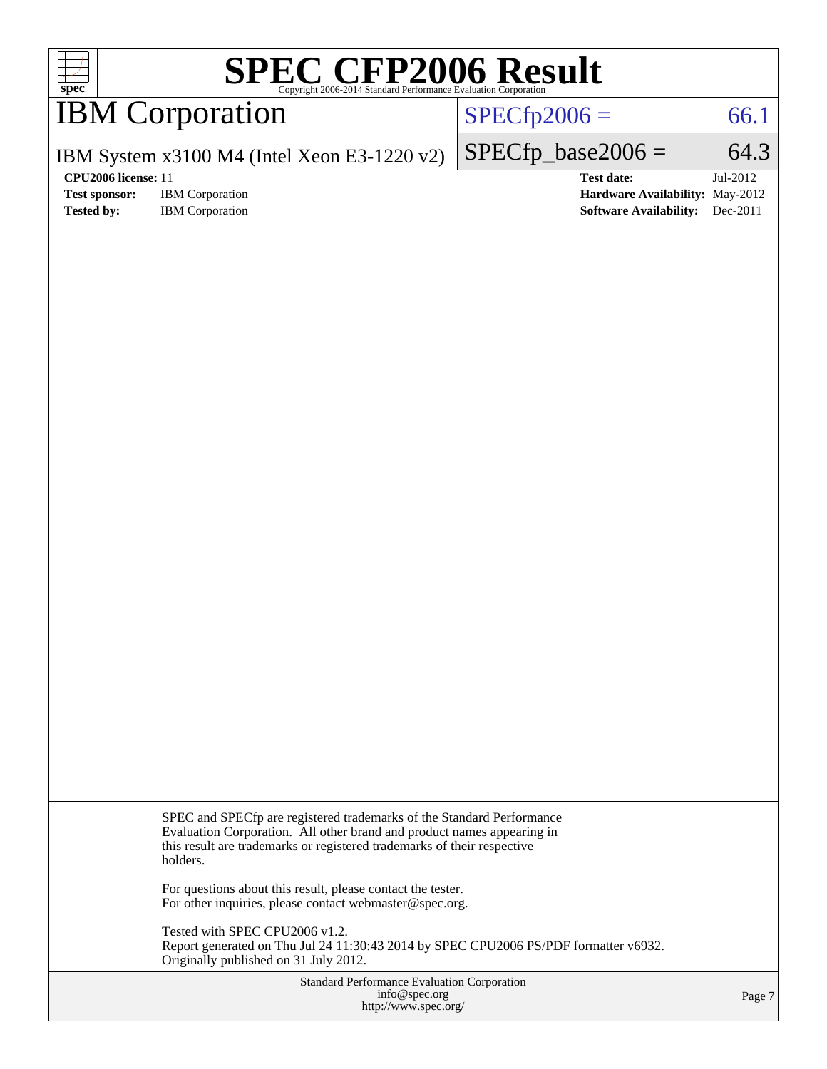# SPEC CFP2006 Result

Copyright 2006-2014 Standard Performance Evaluation Corporation

## IBM Corporation

IBM System x3100 M4 (Intel Xeon E3-1220 v2)

SPECfp2006 = 66.1

SPECfp_base2006 = 64.3

| | | | |
|---|---|---|---|
| **CPU2006 license:** | 11 | **Test date:** | Jul-2012 |
| **Test sponsor:** | IBM Corporation | **Hardware Availability:** | May-2012 |
| **Tested by:** | IBM Corporation | **Software Availability:** | Dec-2011 |

SPEC and SPECfp are registered trademarks of the Standard Performance Evaluation Corporation. All other brand and product names appearing in this result are trademarks or registered trademarks of their respective holders.

For questions about this result, please contact the tester.
For other inquiries, please contact webmaster@spec.org.

Tested with SPEC CPU2006 v1.2.
Report generated on Thu Jul 24 11:30:43 2014 by SPEC CPU2006 PS/PDF formatter v6932.
Originally published on 31 July 2012.

Standard Performance Evaluation Corporation
info@spec.org
http://www.spec.org/